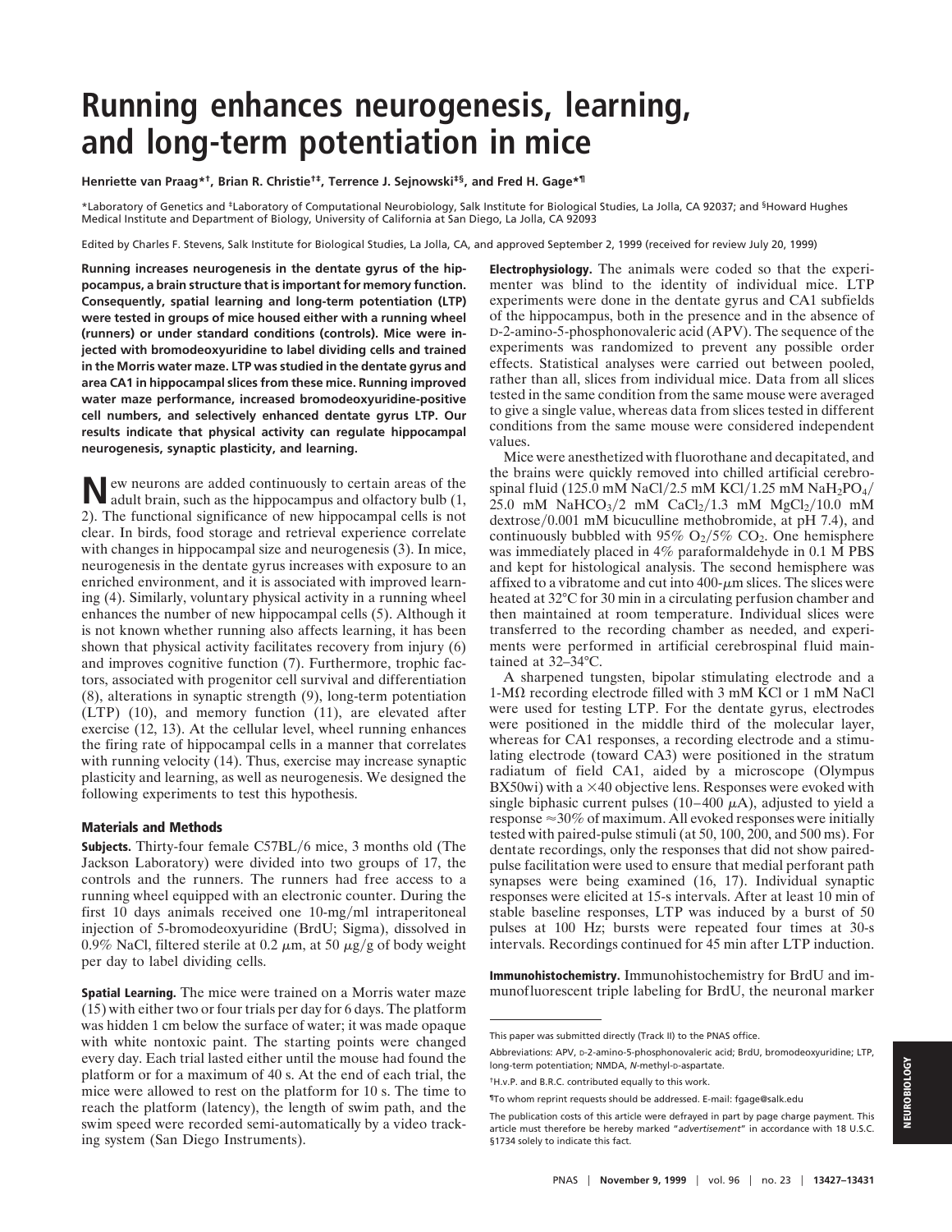# Running enhances neurogenesis, learning, and long-term potentiation in mice

**Henriette van Praag*†, Brian R. Christie†‡, Terrence J. Sejnowski‡§, and Fred H. Gage*¶**

*Laboratory of Genetics and ‡Laboratory of Computational Neurobiology, Salk Institute for Biological Studies, La Jolla, CA 92037; and §Howard Hughes Medical Institute and Department of Biology, University of California at San Diego, La Jolla, CA 92093

Edited by Charles F. Stevens, Salk Institute for Biological Studies, La Jolla, CA, and approved September 2, 1999 (received for review July 20, 1999)

**Running increases neurogenesis in the dentate gyrus of the hippocampus, a brain structure that is important for memory function. Consequently, spatial learning and long-term potentiation (LTP) were tested in groups of mice housed either with a running wheel (runners) or under standard conditions (controls). Mice were injected with bromodeoxyuridine to label dividing cells and trained in the Morris water maze. LTP was studied in the dentate gyrus and area CA1 in hippocampal slices from these mice. Running improved water maze performance, increased bromodeoxyuridine-positive cell numbers, and selectively enhanced dentate gyrus LTP. Our results indicate that physical activity can regulate hippocampal neurogenesis, synaptic plasticity, and learning.**

New neurons are added continuously to certain areas of the adult brain, such as the hippocampus and olfactory bulb (1, 2). The functional significance of new hippocampal cells is not clear. In birds, food storage and retrieval experience correlate with changes in hippocampal size and neurogenesis (3). In mice, neurogenesis in the dentate gyrus increases with exposure to an enriched environment, and it is associated with improved learning (4). Similarly, voluntary physical activity in a running wheel enhances the number of new hippocampal cells (5). Although it is not known whether running also affects learning, it has been shown that physical activity facilitates recovery from injury (6) and improves cognitive function (7). Furthermore, trophic factors, associated with progenitor cell survival and differentiation (8), alterations in synaptic strength (9), long-term potentiation (LTP) (10), and memory function (11), are elevated after exercise (12, 13). At the cellular level, wheel running enhances the firing rate of hippocampal cells in a manner that correlates with running velocity (14). Thus, exercise may increase synaptic plasticity and learning, as well as neurogenesis. We designed the following experiments to test this hypothesis.

## Materials and Methods

**Subjects.** Thirty-four female C57BL/6 mice, 3 months old (The Jackson Laboratory) were divided into two groups of 17, the controls and the runners. The runners had free access to a running wheel equipped with an electronic counter. During the first 10 days animals received one 10-mg/ml intraperitoneal injection of 5-bromodeoxyuridine (BrdU; Sigma), dissolved in 0.9% NaCl, filtered sterile at 0.2 μm, at 50 μg/g of body weight per day to label dividing cells.

**Spatial Learning.** The mice were trained on a Morris water maze (15) with either two or four trials per day for 6 days. The platform was hidden 1 cm below the surface of water; it was made opaque with white nontoxic paint. The starting points were changed every day. Each trial lasted either until the mouse had found the platform or for a maximum of 40 s. At the end of each trial, the mice were allowed to rest on the platform for 10 s. The time to reach the platform (latency), the length of swim path, and the swim speed were recorded semi-automatically by a video tracking system (San Diego Instruments).

**Electrophysiology.** The animals were coded so that the experimenter was blind to the identity of individual mice. LTP experiments were done in the dentate gyrus and CA1 subfields of the hippocampus, both in the presence and in the absence of D-2-amino-5-phosphonovaleric acid (APV). The sequence of the experiments was randomized to prevent any possible order effects. Statistical analyses were carried out between pooled, rather than all, slices from individual mice. Data from all slices tested in the same condition from the same mouse were averaged to give a single value, whereas data from slices tested in different conditions from the same mouse were considered independent values.

Mice were anesthetized with fluorothane and decapitated, and the brains were quickly removed into chilled artificial cerebrospinal fluid (125.0 mM NaCl/2.5 mM KCl/1.25 mM $NaH_2PO_4$/25.0 mM $NaHCO_3$/2 mM $CaCl_2$/1.3 mM $MgCl_2$/10.0 mM dextrose/0.001 mM bicuculline methobromide, at pH 7.4), and continuously bubbled with 95% $O_2$/5% $CO_2$. One hemisphere was immediately placed in 4% paraformaldehyde in 0.1 M PBS and kept for histological analysis. The second hemisphere was affixed to a vibratome and cut into 400-μm slices. The slices were heated at 32°C for 30 min in a circulating perfusion chamber and then maintained at room temperature. Individual slices were transferred to the recording chamber as needed, and experiments were performed in artificial cerebrospinal fluid maintained at 32–34°C.

A sharpened tungsten, bipolar stimulating electrode and a 1-MΩ recording electrode filled with 3 mM KCl or 1 mM NaCl were used for testing LTP. For the dentate gyrus, electrodes were positioned in the middle third of the molecular layer, whereas for CA1 responses, a recording electrode and a stimulating electrode (toward CA3) were positioned in the stratum radiatum of field CA1, aided by a microscope (Olympus BX50wi) with a ×40 objective lens. Responses were evoked with single biphasic current pulses (10–400 μA), adjusted to yield a response ≈30% of maximum. All evoked responses were initially tested with paired-pulse stimuli (at 50, 100, 200, and 500 ms). For dentate recordings, only the responses that did not show paired-pulse facilitation were used to ensure that medial perforant path synapses were being examined (16, 17). Individual synaptic responses were elicited at 15-s intervals. After at least 10 min of stable baseline responses, LTP was induced by a burst of 50 pulses at 100 Hz; bursts were repeated four times at 30-s intervals. Recordings continued for 45 min after LTP induction.

**Immunohistochemistry.** Immunohistochemistry for BrdU and immunofluorescent triple labeling for BrdU, the neuronal marker

---

This paper was submitted directly (Track II) to the PNAS office.

Abbreviations: APV, D-2-amino-5-phosphonovaleric acid; BrdU, bromodeoxyuridine; LTP, long-term potentiation; NMDA, N-methyl-D-aspartate.

†H.v.P. and B.R.C. contributed equally to this work.

¶To whom reprint requests should be addressed. E-mail: fgage@salk.edu

The publication costs of this article were defrayed in part by page charge payment. This article must therefore be hereby marked "*advertisement*" in accordance with 18 U.S.C. §1734 solely to indicate this fact.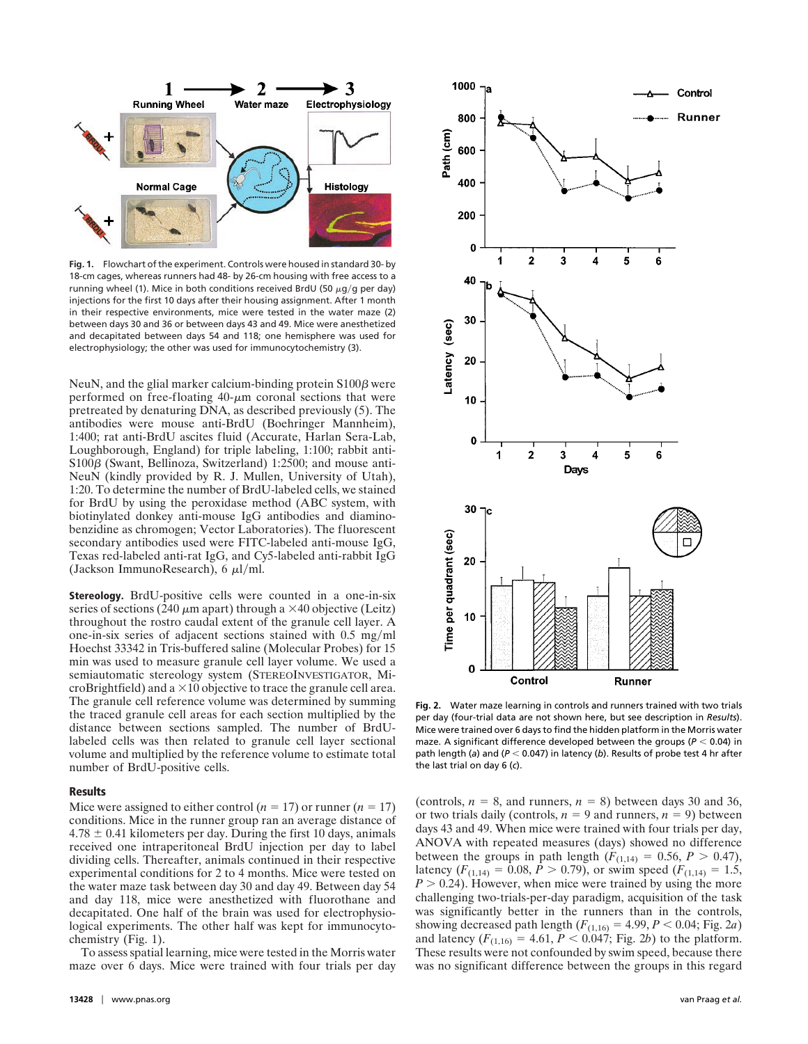**Fig. 1.** Flowchart of the experiment. Controls were housed in standard 30- by 18-cm cages, whereas runners had 48- by 26-cm housing with free access to a running wheel (1). Mice in both conditions received BrdU (50 $\mu$g/g per day) injections for the first 10 days after their housing assignment. After 1 month in their respective environments, mice were tested in the water maze (2) between days 30 and 36 or between days 43 and 49. Mice were anesthetized and decapitated between days 54 and 118; one hemisphere was used for electrophysiology; the other was used for immunocytochemistry (3).

NeuN, and the glial marker calcium-binding protein S100$\beta$ were performed on free-floating 40-$\mu$m coronal sections that were pretreated by denaturing DNA, as described previously (5). The antibodies were mouse anti-BrdU (Boehringer Mannheim), 1:400; rat anti-BrdU ascites fluid (Accurate, Harlan Sera-Lab, Loughborough, England) for triple labeling, 1:100; rabbit anti-S100$\beta$ (Swant, Bellinoza, Switzerland) 1:2500; and mouse anti-NeuN (kindly provided by R. J. Mullen, University of Utah), 1:20. To determine the number of BrdU-labeled cells, we stained for BrdU by using the peroxidase method (ABC system, with biotinylated donkey anti-mouse IgG antibodies and diaminobenzidine as chromogen; Vector Laboratories). The fluorescent secondary antibodies used were FITC-labeled anti-mouse IgG, Texas red-labeled anti-rat IgG, and Cy5-labeled anti-rabbit IgG (Jackson ImmunoResearch), 6 $\mu$l/ml.

**Stereology.** BrdU-positive cells were counted in a one-in-six series of sections (240 $\mu$m apart) through a $\times$40 objective (Leitz) throughout the rostro caudal extent of the granule cell layer. A one-in-six series of adjacent sections stained with 0.5 mg/ml Hoechst 33342 in Tris-buffered saline (Molecular Probes) for 15 min was used to measure granule cell layer volume. We used a semiautomatic stereology system (STEREOINVESTIGATOR, MicroBrightfield) and a $\times$10 objective to trace the granule cell area. The granule cell reference volume was determined by summing the traced granule cell areas for each section multiplied by the distance between sections sampled. The number of BrdU-labeled cells was then related to granule cell layer sectional volume and multiplied by the reference volume to estimate total number of BrdU-positive cells.

## Results

Mice were assigned to either control ($n$ = 17) or runner ($n$ = 17) conditions. Mice in the runner group ran an average distance of 4.78 $\pm$ 0.41 kilometers per day. During the first 10 days, animals received one intraperitoneal BrdU injection per day to label dividing cells. Thereafter, animals continued in their respective experimental conditions for 2 to 4 months. Mice were tested on the water maze task between day 30 and day 49. Between day 54 and day 118, mice were anesthetized with fluorothane and decapitated. One half of the brain was used for electrophysiological experiments. The other half was kept for immunocytochemistry (Fig. 1).

To assess spatial learning, mice were tested in the Morris water maze over 6 days. Mice were trained with four trials per day (controls, $n$ = 8, and runners, $n$ = 8) between days 30 and 36, or two trials daily (controls, $n$ = 9 and runners, $n$ = 9) between days 43 and 49. When mice were trained with four trials per day, ANOVA with repeated measures (days) showed no difference between the groups in path length ($F_{(1,14)}$ = 0.56, $P$ > 0.47), latency ($F_{(1,14)}$ = 0.08, $P$ > 0.79), or swim speed ($F_{(1,14)}$ = 1.5, $P$ > 0.24). However, when mice were trained by using the more challenging two-trials-per-day paradigm, acquisition of the task was significantly better in the runners than in the controls, showing decreased path length ($F_{(1,16)}$ = 4.99, $P$ < 0.04; Fig. 2*a*) and latency ($F_{(1,16)}$ = 4.61, $P$ < 0.047; Fig. 2*b*) to the platform. These results were not confounded by swim speed, because there was no significant difference between the groups in this regard

**Fig. 2.** Water maze learning in controls and runners trained with two trials per day (four-trial data are not shown here, but see description in *Results*). Mice were trained over 6 days to find the hidden platform in the Morris water maze. A significant difference developed between the groups ($P$ < 0.04) in path length (*a*) and ($P$ < 0.047) in latency (*b*). Results of probe test 4 hr after the last trial on day 6 (*c*).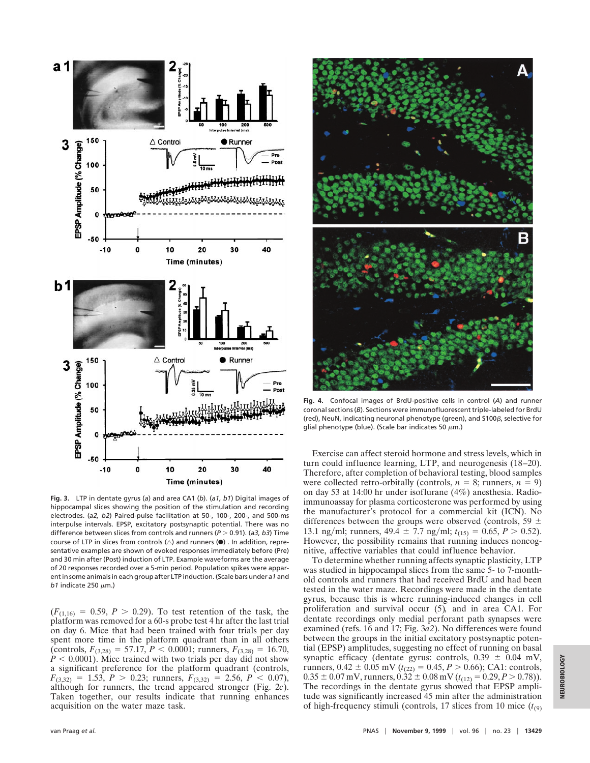**Fig. 3.** LTP in dentate gyrus (*a*) and area CA1 (*b*). (*a1, b1*) Digital images of hippocampal slices showing the position of the stimulation and recording electrodes. (*a2, b2*) Paired-pulse facilitation at 50-, 100-, 200-, and 500-ms interpulse intervals. EPSP, excitatory postsynaptic potential. There was no difference between slices from controls and runners ($P > 0.91$). (*a3, b3*) Time course of LTP in slices from controls (△) and runners (●). In addition, representative examples are shown of evoked responses immediately before (Pre) and 30 min after (Post) induction of LTP. Example waveforms are the average of 20 responses recorded over a 5-min period. Population spikes were apparent in some animals in each group after LTP induction. (Scale bars under *a1* and *b1* indicate 250 $\mu$m.)

($F_{(1,16)} = 0.59$, $P > 0.29$). To test retention of the task, the platform was removed for a 60-s probe test 4 hr after the last trial on day 6. Mice that had been trained with four trials per day spent more time in the platform quadrant than in all others (controls, $F_{(3,28)} = 57.17$, $P < 0.0001$; runners, $F_{(3,28)} = 16.70$, $P < 0.0001$). Mice trained with two trials per day did not show a significant preference for the platform quadrant (controls, $F_{(3,32)} = 1.53$, $P > 0.23$; runners, $F_{(3,32)} = 2.56$, $P < 0.07$), although for runners, the trend appeared stronger (Fig. 2*c*). Taken together, our results indicate that running enhances acquisition on the water maze task.

**Fig. 4.** Confocal images of BrdU-positive cells in control (*A*) and runner coronal sections (*B*). Sections were immunofluorescent triple-labeled for BrdU (red), NeuN, indicating neuronal phenotype (green), and S100$\beta$, selective for glial phenotype (blue). (Scale bar indicates 50 $\mu$m.)

Exercise can affect steroid hormone and stress levels, which in turn could influence learning, LTP, and neurogenesis (18–20). Therefore, after completion of behavioral testing, blood samples were collected retro-orbitally (controls, $n = 8$; runners, $n = 9$) on day 53 at 14:00 hr under isoflurane (4%) anesthesia. Radioimmunoassay for plasma corticosterone was performed by using the manufacturer's protocol for a commercial kit (ICN). No differences between the groups were observed (controls, 59 ± 13.1 ng/ml; runners, 49.4 ± 7.7 ng/ml; $t_{(15)} = 0.65$, $P > 0.52$). However, the possibility remains that running induces noncognitive, affective variables that could influence behavior.

To determine whether running affects synaptic plasticity, LTP was studied in hippocampal slices from the same 5- to 7-month-old controls and runners that had received BrdU and had been tested in the water maze. Recordings were made in the dentate gyrus, because this is where running-induced changes in cell proliferation and survival occur (5), and in area CA1. For dentate recordings only medial perforant path synapses were examined (refs. 16 and 17; Fig. 3*a2*). No differences were found between the groups in the initial excitatory postsynaptic potential (EPSP) amplitudes, suggesting no effect of running on basal synaptic efficacy (dentate gyrus: controls, 0.39 ± 0.04 mV, runners, 0.42 ± 0.05 mV ($t_{(22)} = 0.45$, $P > 0.66$); CA1: controls, 0.35 ± 0.07 mV, runners, 0.32 ± 0.08 mV ($t_{(12)} = 0.29$, $P > 0.78$)). The recordings in the dentate gyrus showed that EPSP amplitude was significantly increased 45 min after the administration of high-frequency stimuli (controls, 17 slices from 10 mice ($t_{(9)}$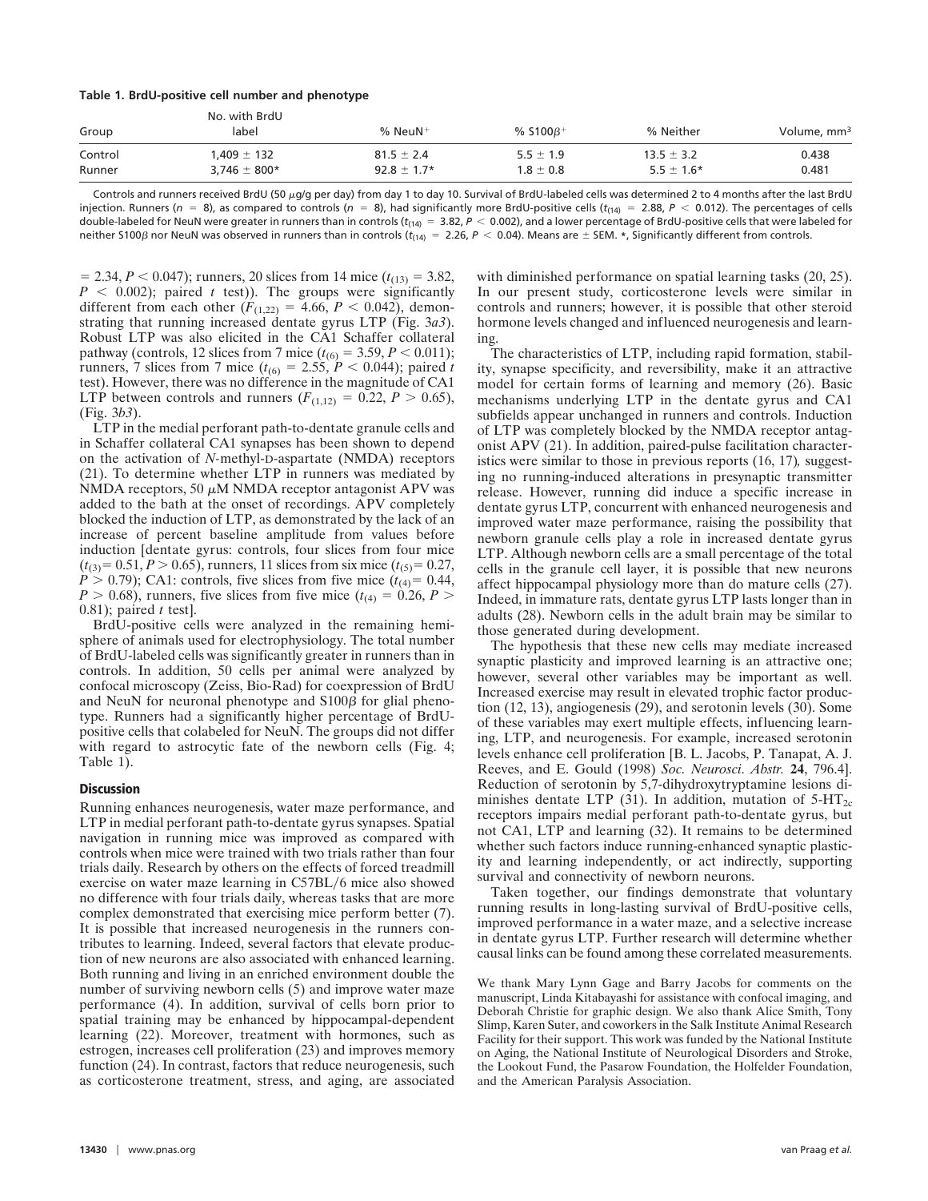**Table 1. BrdU-positive cell number and phenotype**

| Group | No. with BrdU label | % NeuN$^+$ | % S100$\beta^+$ | % Neither | Volume, mm$^3$ |
|---|---|---|---|---|---|
| Control | 1,409 ± 132 | 81.5 ± 2.4 | 5.5 ± 1.9 | 13.5 ± 3.2 | 0.438 |
| Runner | 3,746 ± 800* | 92.8 ± 1.7* | 1.8 ± 0.8 | 5.5 ± 1.6* | 0.481 |

Controls and runners received BrdU (50 μg/g per day) from day 1 to day 10. Survival of BrdU-labeled cells was determined 2 to 4 months after the last BrdU injection. Runners ($n$ = 8), as compared to controls ($n$ = 8), had significantly more BrdU-positive cells ($t_{(14)}$ = 2.88, $P$ < 0.012). The percentages of cells double-labeled for NeuN were greater in runners than in controls ($t_{(14)}$ = 3.82, $P$ < 0.002), and a lower percentage of BrdU-positive cells that were labeled for neither S100β nor NeuN was observed in runners than in controls ($t_{(14)}$ = 2.26, $P$ < 0.04). Means are ± SEM. *, Significantly different from controls.

= 2.34, $P < 0.047$); runners, 20 slices from 14 mice ($t_{(13)} = 3.82$, $P < 0.002$); paired $t$ test)). The groups were significantly different from each other ($F_{(1,22)} = 4.66$, $P < 0.042$), demonstrating that running increased dentate gyrus LTP (Fig. 3*a3*). Robust LTP was also elicited in the CA1 Schaffer collateral pathway (controls, 12 slices from 7 mice ($t_{(6)} = 3.59$, $P < 0.011$); runners, 7 slices from 7 mice ($t_{(6)} = 2.55$, $P < 0.044$); paired $t$ test). However, there was no difference in the magnitude of CA1 LTP between controls and runners ($F_{(1,12)} = 0.22$, $P > 0.65$), (Fig. 3*b3*).

LTP in the medial perforant path-to-dentate granule cells and in Schaffer collateral CA1 synapses has been shown to depend on the activation of *N*-methyl-D-aspartate (NMDA) receptors (21). To determine whether LTP in runners was mediated by NMDA receptors, 50 μM NMDA receptor antagonist APV was added to the bath at the onset of recordings. APV completely blocked the induction of LTP, as demonstrated by the lack of an increase of percent baseline amplitude from values before induction [dentate gyrus: controls, four slices from four mice ($t_{(3)} = 0.51$, $P > 0.65$), runners, 11 slices from six mice ($t_{(5)} = 0.27$, $P > 0.79$); CA1: controls, five slices from five mice ($t_{(4)} = 0.44$, $P > 0.68$), runners, five slices from five mice ($t_{(4)} = 0.26$, $P > 0.81$); paired $t$ test].

BrdU-positive cells were analyzed in the remaining hemisphere of animals used for electrophysiology. The total number of BrdU-labeled cells was significantly greater in runners than in controls. In addition, 50 cells per animal were analyzed by confocal microscopy (Zeiss, Bio-Rad) for coexpression of BrdU and NeuN for neuronal phenotype and S100β for glial phenotype. Runners had a significantly higher percentage of BrdU-positive cells that colabeled for NeuN. The groups did not differ with regard to astrocytic fate of the newborn cells (Fig. 4; Table 1).

## Discussion

Running enhances neurogenesis, water maze performance, and LTP in medial perforant path-to-dentate gyrus synapses. Spatial navigation in running mice was improved as compared with controls when mice were trained with two trials rather than four trials daily. Research by others on the effects of forced treadmill exercise on water maze learning in C57BL/6 mice also showed no difference with four trials daily, whereas tasks that are more complex demonstrated that exercising mice perform better (7). It is possible that increased neurogenesis in the runners contributes to learning. Indeed, several factors that elevate production of new neurons are also associated with enhanced learning. Both running and living in an enriched environment double the number of surviving newborn cells (5) and improve water maze performance (4). In addition, survival of cells born prior to spatial training may be enhanced by hippocampal-dependent learning (22). Moreover, treatment with hormones, such as estrogen, increases cell proliferation (23) and improves memory function (24). In contrast, factors that reduce neurogenesis, such as corticosterone treatment, stress, and aging, are associated with diminished performance on spatial learning tasks (20, 25). In our present study, corticosterone levels were similar in controls and runners; however, it is possible that other steroid hormone levels changed and influenced neurogenesis and learning.

The characteristics of LTP, including rapid formation, stability, synapse specificity, and reversibility, make it an attractive model for certain forms of learning and memory (26). Basic mechanisms underlying LTP in the dentate gyrus and CA1 subfields appear unchanged in runners and controls. Induction of LTP was completely blocked by the NMDA receptor antagonist APV (21). In addition, paired-pulse facilitation characteristics were similar to those in previous reports (16, 17), suggesting no running-induced alterations in presynaptic transmitter release. However, running did induce a specific increase in dentate gyrus LTP, concurrent with enhanced neurogenesis and improved water maze performance, raising the possibility that newborn granule cells play a role in increased dentate gyrus LTP. Although newborn cells are a small percentage of the total cells in the granule cell layer, it is possible that new neurons affect hippocampal physiology more than do mature cells (27). Indeed, in immature rats, dentate gyrus LTP lasts longer than in adults (28). Newborn cells in the adult brain may be similar to those generated during development.

The hypothesis that these new cells may mediate increased synaptic plasticity and improved learning is an attractive one; however, several other variables may be important as well. Increased exercise may result in elevated trophic factor production (12, 13), angiogenesis (29), and serotonin levels (30). Some of these variables may exert multiple effects, influencing learning, LTP, and neurogenesis. For example, increased serotonin levels enhance cell proliferation [B. L. Jacobs, P. Tanapat, A. J. Reeves, and E. Gould (1998) *Soc. Neurosci. Abstr.* **24**, 796.4]. Reduction of serotonin by 5,7-dihydroxytryptamine lesions diminishes dentate LTP (31). In addition, mutation of 5-$HT_{2c}$ receptors impairs medial perforant path-to-dentate gyrus, but not CA1, LTP and learning (32). It remains to be determined whether such factors induce running-enhanced synaptic plasticity and learning independently, or act indirectly, supporting survival and connectivity of newborn neurons.

Taken together, our findings demonstrate that voluntary running results in long-lasting survival of BrdU-positive cells, improved performance in a water maze, and a selective increase in dentate gyrus LTP. Further research will determine whether causal links can be found among these correlated measurements.

We thank Mary Lynn Gage and Barry Jacobs for comments on the manuscript, Linda Kitabayashi for assistance with confocal imaging, and Deborah Christie for graphic design. We also thank Alice Smith, Tony Slimp, Karen Suter, and coworkers in the Salk Institute Animal Research Facility for their support. This work was funded by the National Institute on Aging, the National Institute of Neurological Disorders and Stroke, the Lookout Fund, the Pasarow Foundation, the Holfelder Foundation, and the American Paralysis Association.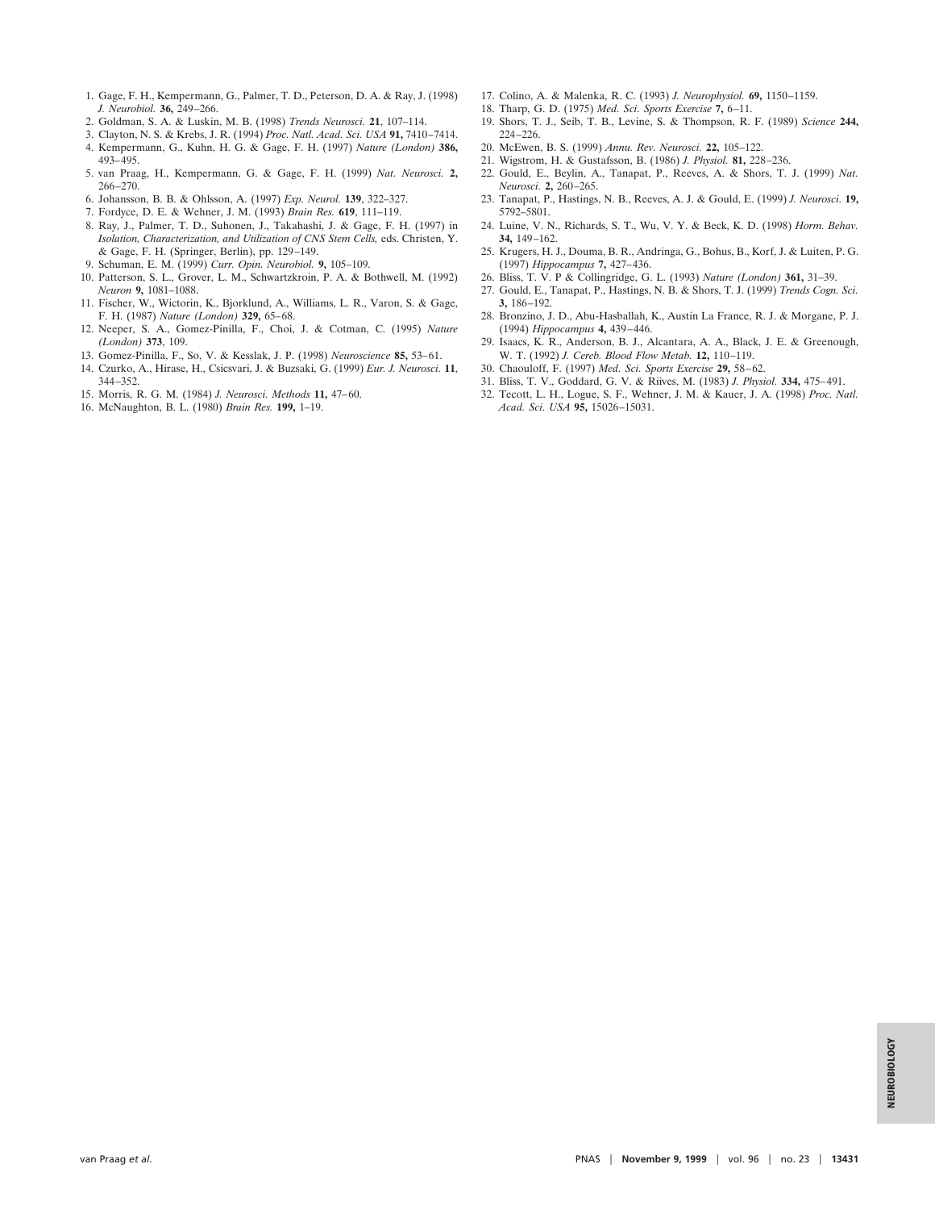1. Gage, F. H., Kempermann, G., Palmer, T. D., Peterson, D. A. & Ray, J. (1998) *J. Neurobiol.* **36,** 249–266.
2. Goldman, S. A. & Luskin, M. B. (1998) *Trends Neurosci.* **21**, 107–114.
3. Clayton, N. S. & Krebs, J. R. (1994) *Proc. Natl. Acad. Sci. USA* **91,** 7410–7414.
4. Kempermann, G., Kuhn, H. G. & Gage, F. H. (1997) *Nature (London)* **386,** 493–495.
5. van Praag, H., Kempermann, G. & Gage, F. H. (1999) *Nat. Neurosci.* **2,** 266–270.
6. Johansson, B. B. & Ohlsson, A. (1997) *Exp. Neurol.* **139**, 322–327.
7. Fordyce, D. E. & Wehner, J. M. (1993) *Brain Res.* **619**, 111–119.
8. Ray, J., Palmer, T. D., Suhonen, J., Takahashi, J. & Gage, F. H. (1997) in *Isolation, Characterization, and Utilization of CNS Stem Cells,* eds. Christen, Y. & Gage, F. H. (Springer, Berlin), pp. 129–149.
9. Schuman, E. M. (1999) *Curr. Opin. Neurobiol.* **9,** 105–109.
10. Patterson, S. L., Grover, L. M., Schwartzkroin, P. A. & Bothwell, M. (1992) *Neuron* **9,** 1081–1088.
11. Fischer, W., Wictorin, K., Bjorklund, A., Williams, L. R., Varon, S. & Gage, F. H. (1987) *Nature (London)* **329,** 65–68.
12. Neeper, S. A., Gomez-Pinilla, F., Choi, J. & Cotman, C. (1995) *Nature (London)* **373**, 109.
13. Gomez-Pinilla, F., So, V. & Kesslak, J. P. (1998) *Neuroscience* **85,** 53–61.
14. Czurko, A., Hirase, H., Csicsvari, J. & Buzsaki, G. (1999) *Eur. J. Neurosci.* **11**, 344–352.
15. Morris, R. G. M. (1984) *J. Neurosci. Methods* **11,** 47–60.
16. McNaughton, B. L. (1980) *Brain Res.* **199,** 1–19.
17. Colino, A. & Malenka, R. C. (1993) *J. Neurophysiol.* **69,** 1150–1159.
18. Tharp, G. D. (1975) *Med. Sci. Sports Exercise* **7,** 6–11.
19. Shors, T. J., Seib, T. B., Levine, S. & Thompson, R. F. (1989) *Science* **244,** 224–226.
20. McEwen, B. S. (1999) *Annu. Rev. Neurosci.* **22,** 105–122.
21. Wigstrom, H. & Gustafsson, B. (1986) *J. Physiol.* **81,** 228–236.
22. Gould, E., Beylin, A., Tanapat, P., Reeves, A. & Shors, T. J. (1999) *Nat. Neurosci.* **2,** 260–265.
23. Tanapat, P., Hastings, N. B., Reeves, A. J. & Gould, E. (1999) *J. Neurosci.* **19,** 5792–5801.
24. Luine, V. N., Richards, S. T., Wu, V. Y. & Beck, K. D. (1998) *Horm. Behav.* **34,** 149–162.
25. Krugers, H. J., Douma, B. R., Andringa, G., Bohus, B., Korf, J. & Luiten, P. G. (1997) *Hippocampus* **7,** 427–436.
26. Bliss, T. V. P & Collingridge, G. L. (1993) *Nature (London)* **361,** 31–39.
27. Gould, E., Tanapat, P., Hastings, N. B. & Shors, T. J. (1999) *Trends Cogn. Sci.* **3,** 186–192.
28. Bronzino, J. D., Abu-Hasballah, K., Austin La France, R. J. & Morgane, P. J. (1994) *Hippocampus* **4,** 439–446.
29. Isaacs, K. R., Anderson, B. J., Alcantara, A. A., Black, J. E. & Greenough, W. T. (1992) *J. Cereb. Blood Flow Metab.* **12,** 110–119.
30. Chaouloff, F. (1997) *Med. Sci. Sports Exercise* **29,** 58–62.
31. Bliss, T. V., Goddard, G. V. & Riives, M. (1983) *J. Physiol.* **334,** 475–491.
32. Tecott, L. H., Logue, S. F., Wehner, J. M. & Kauer, J. A. (1998) *Proc. Natl. Acad. Sci. USA* **95,** 15026–15031.